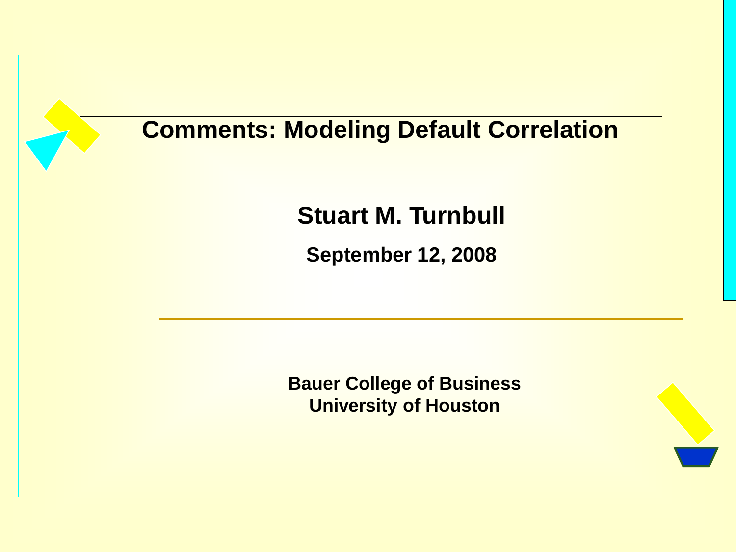# Comments: Modeling Default Correlation

**Stuart M. Turnbull**

**September 12, 2008**

**Bauer College of Business**
**University of Houston**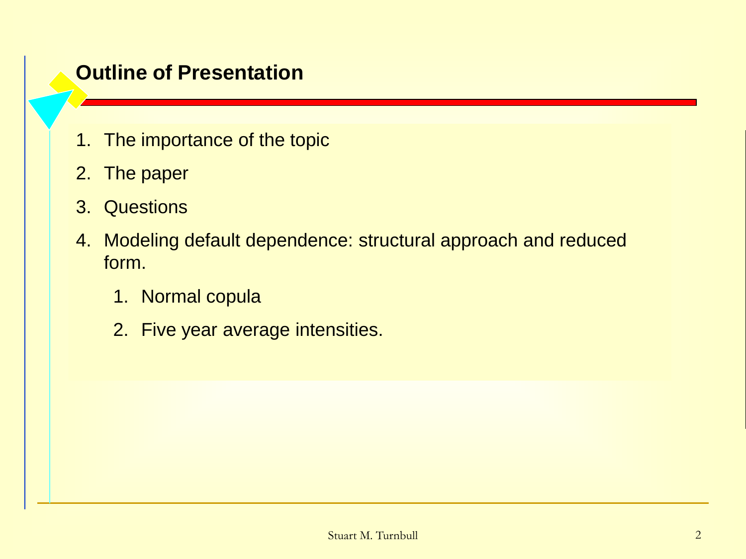## Outline of Presentation

1. The importance of the topic
2. The paper
3. Questions
4. Modeling default dependence: structural approach and reduced form.
    1. Normal copula
    2. Five year average intensities.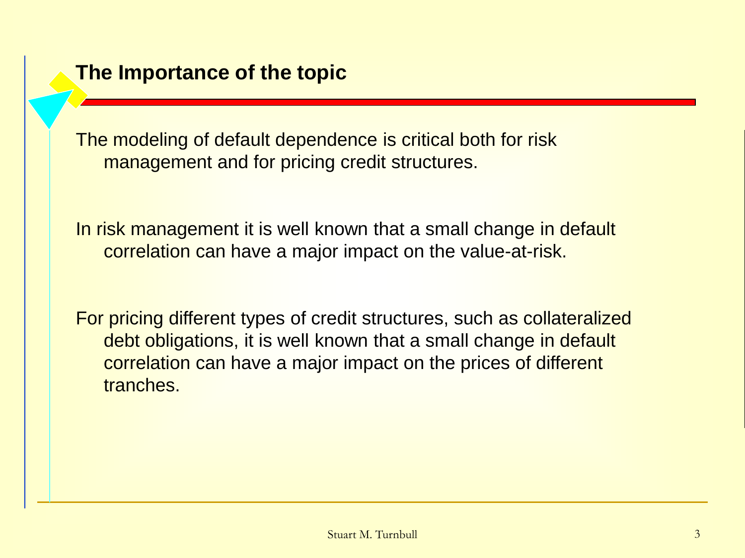## The Importance of the topic

The modeling of default dependence is critical both for risk management and for pricing credit structures.

In risk management it is well known that a small change in default correlation can have a major impact on the value-at-risk.

For pricing different types of credit structures, such as collateralized debt obligations, it is well known that a small change in default correlation can have a major impact on the prices of different tranches.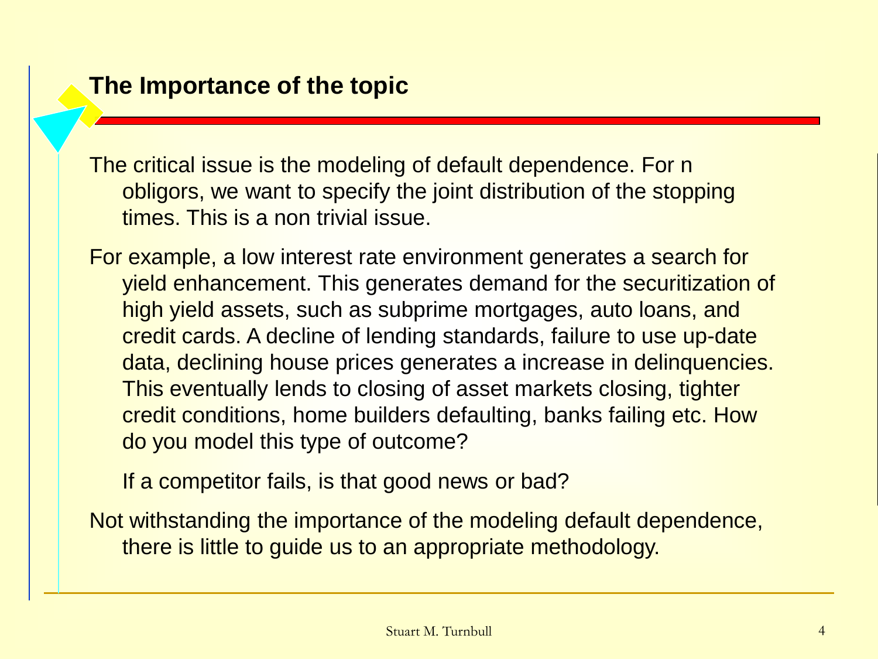## The Importance of the topic

The critical issue is the modeling of default dependence. For n obligors, we want to specify the joint distribution of the stopping times. This is a non trivial issue.

For example, a low interest rate environment generates a search for yield enhancement. This generates demand for the securitization of high yield assets, such as subprime mortgages, auto loans, and credit cards. A decline of lending standards, failure to use up-date data, declining house prices generates a increase in delinquencies. This eventually lends to closing of asset markets closing, tighter credit conditions, home builders defaulting, banks failing etc. How do you model this type of outcome?

If a competitor fails, is that good news or bad?

Not withstanding the importance of the modeling default dependence, there is little to guide us to an appropriate methodology.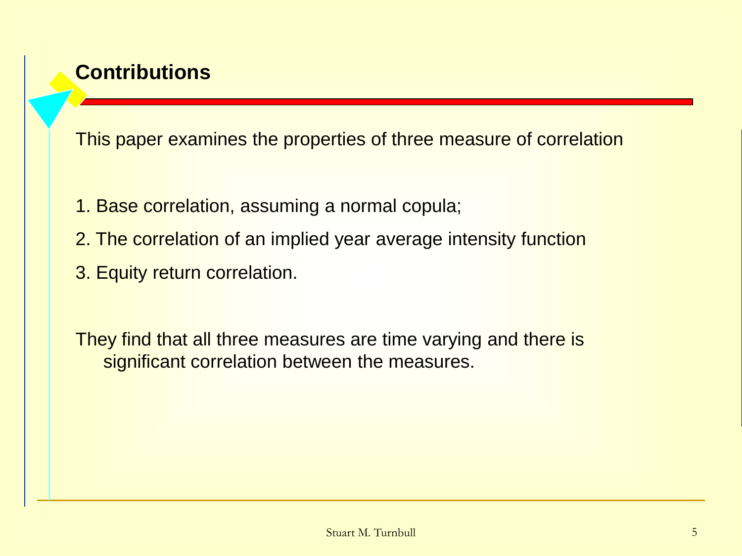## Contributions

This paper examines the properties of three measure of correlation

1. Base correlation, assuming a normal copula;
2. The correlation of an implied year average intensity function
3. Equity return correlation.

They find that all three measures are time varying and there is significant correlation between the measures.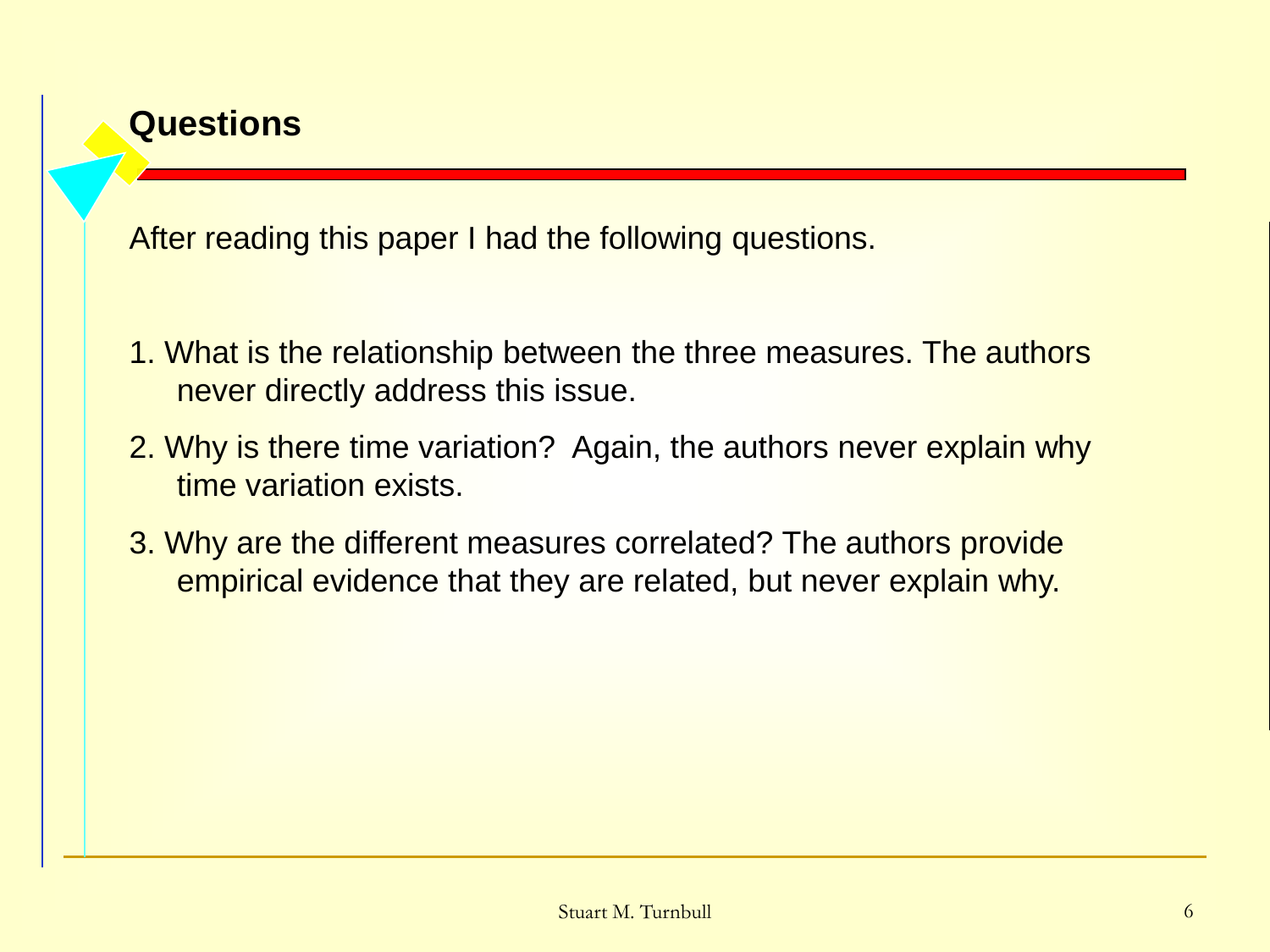## Questions

After reading this paper I had the following questions.

1. What is the relationship between the three measures. The authors never directly address this issue.
2. Why is there time variation?  Again, the authors never explain why time variation exists.
3. Why are the different measures correlated? The authors provide empirical evidence that they are related, but never explain why.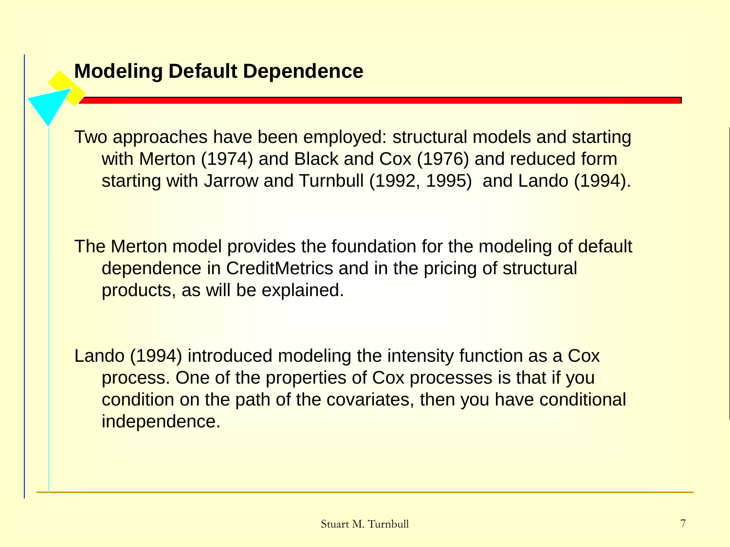## Modeling Default Dependence

Two approaches have been employed: structural models and starting with Merton (1974) and Black and Cox (1976) and reduced form starting with Jarrow and Turnbull (1992, 1995) and Lando (1994).

The Merton model provides the foundation for the modeling of default dependence in CreditMetrics and in the pricing of structural products, as will be explained.

Lando (1994) introduced modeling the intensity function as a Cox process. One of the properties of Cox processes is that if you condition on the path of the covariates, then you have conditional independence.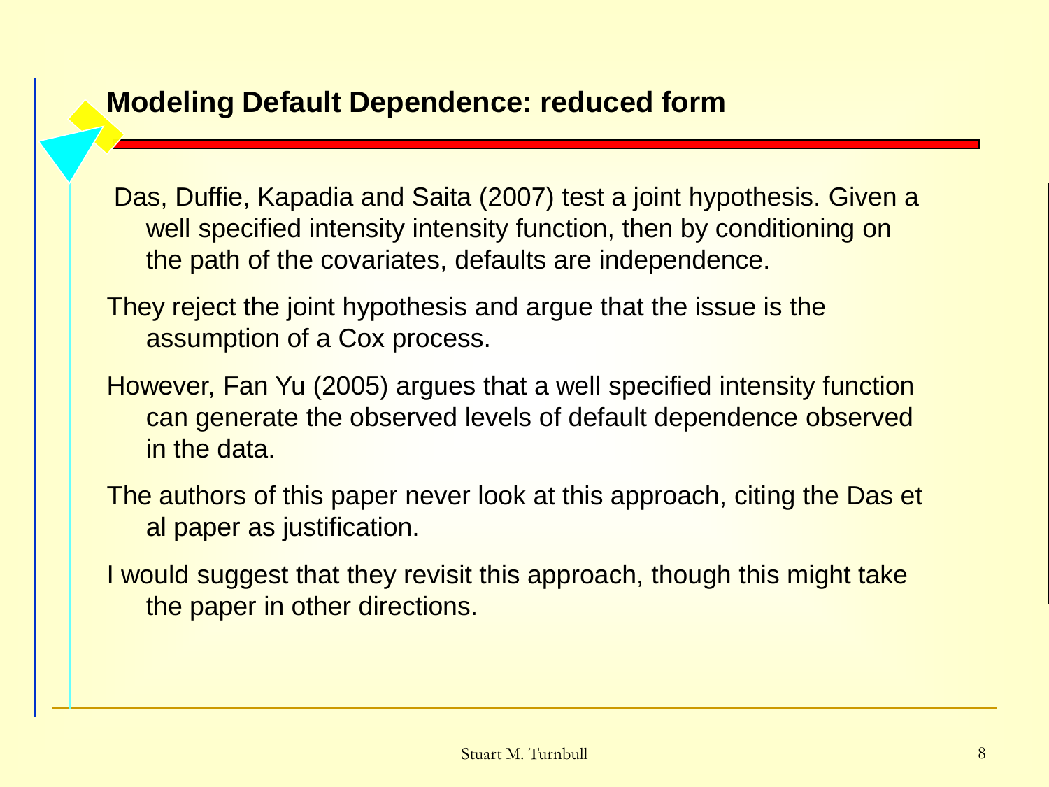## Modeling Default Dependence: reduced form

Das, Duffie, Kapadia and Saita (2007) test a joint hypothesis. Given a well specified intensity intensity function, then by conditioning on the path of the covariates, defaults are independence.

They reject the joint hypothesis and argue that the issue is the assumption of a Cox process.

However, Fan Yu (2005) argues that a well specified intensity function can generate the observed levels of default dependence observed in the data.

The authors of this paper never look at this approach, citing the Das et al paper as justification.

I would suggest that they revisit this approach, though this might take the paper in other directions.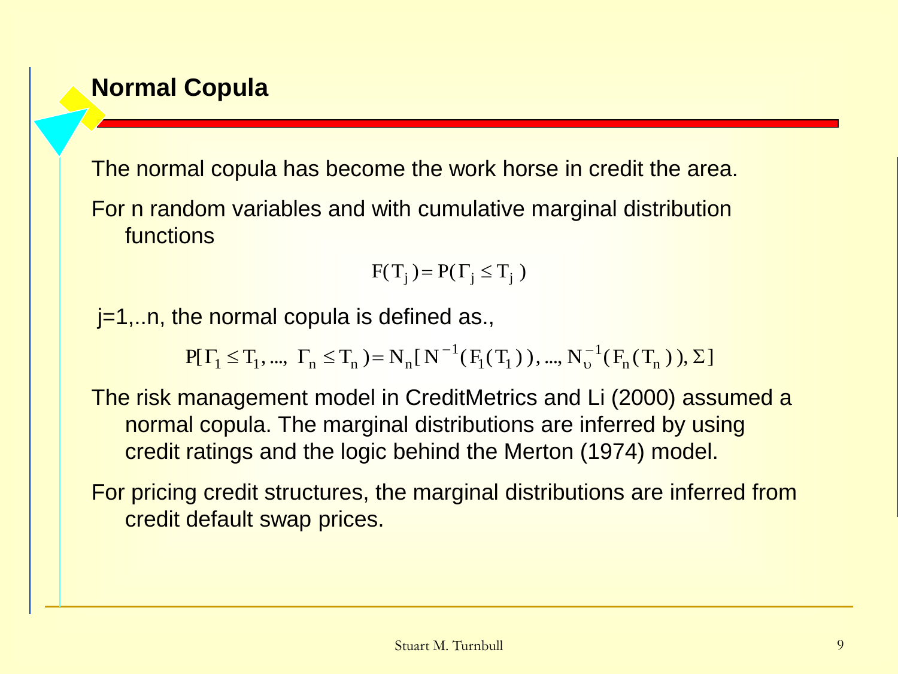## Normal Copula

The normal copula has become the work horse in credit the area.

For n random variables and with cumulative marginal distribution functions

$$F(T_j) = P(\Gamma_j \le T_j)$$

j=1,..n, the normal copula is defined as.,

$$P[\Gamma_1 \le T_1, ..., \ \Gamma_n \le T_n) = N_n[N^{-1}(F_1(T_1)), ..., N_\upsilon^{-1}(F_n(T_n)), \Sigma]$$

The risk management model in CreditMetrics and Li (2000) assumed a normal copula. The marginal distributions are inferred by using credit ratings and the logic behind the Merton (1974) model.

For pricing credit structures, the marginal distributions are inferred from credit default swap prices.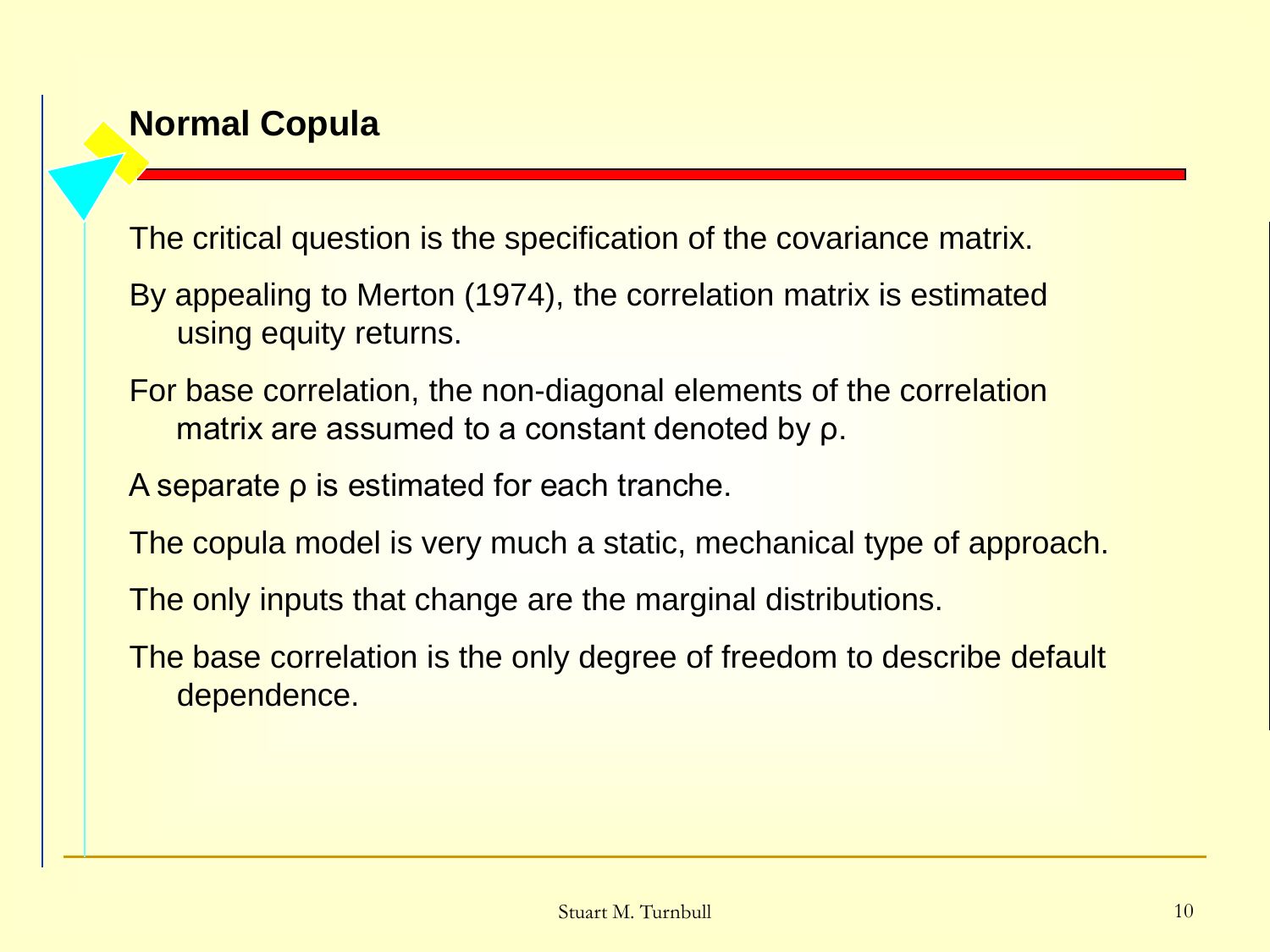# Normal Copula

The critical question is the specification of the covariance matrix.

By appealing to Merton (1974), the correlation matrix is estimated using equity returns.

For base correlation, the non-diagonal elements of the correlation matrix are assumed to a constant denoted by $\rho$.

A separate $\rho$ is estimated for each tranche.

The copula model is very much a static, mechanical type of approach.

The only inputs that change are the marginal distributions.

The base correlation is the only degree of freedom to describe default dependence.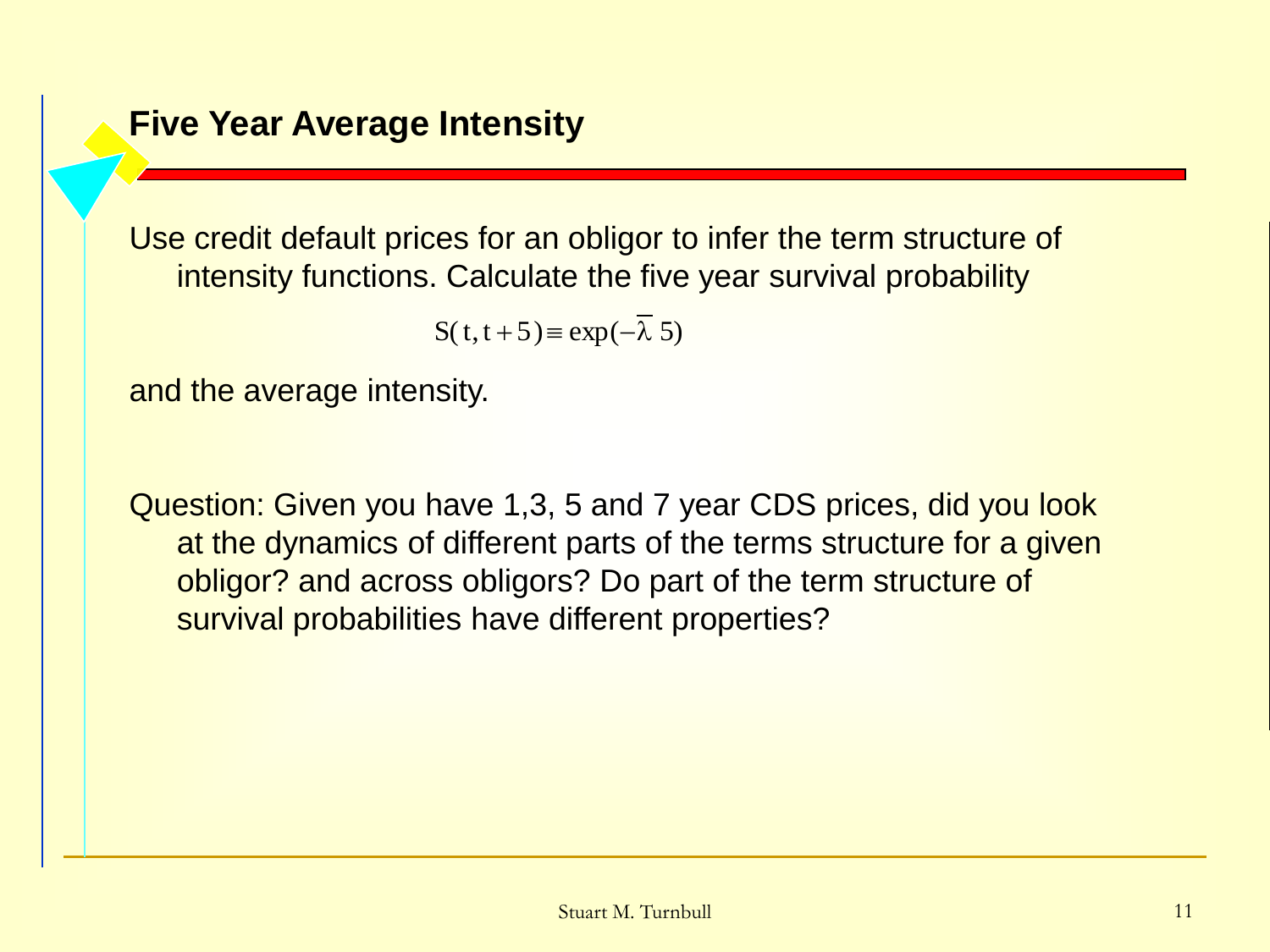# Five Year Average Intensity

Use credit default prices for an obligor to infer the term structure of intensity functions. Calculate the five year survival probability

$$S(t, t+5) \equiv \exp(-\bar{\lambda}\, 5)$$

and the average intensity.

Question: Given you have 1,3, 5 and 7 year CDS prices, did you look at the dynamics of different parts of the terms structure for a given obligor? and across obligors? Do part of the term structure of survival probabilities have different properties?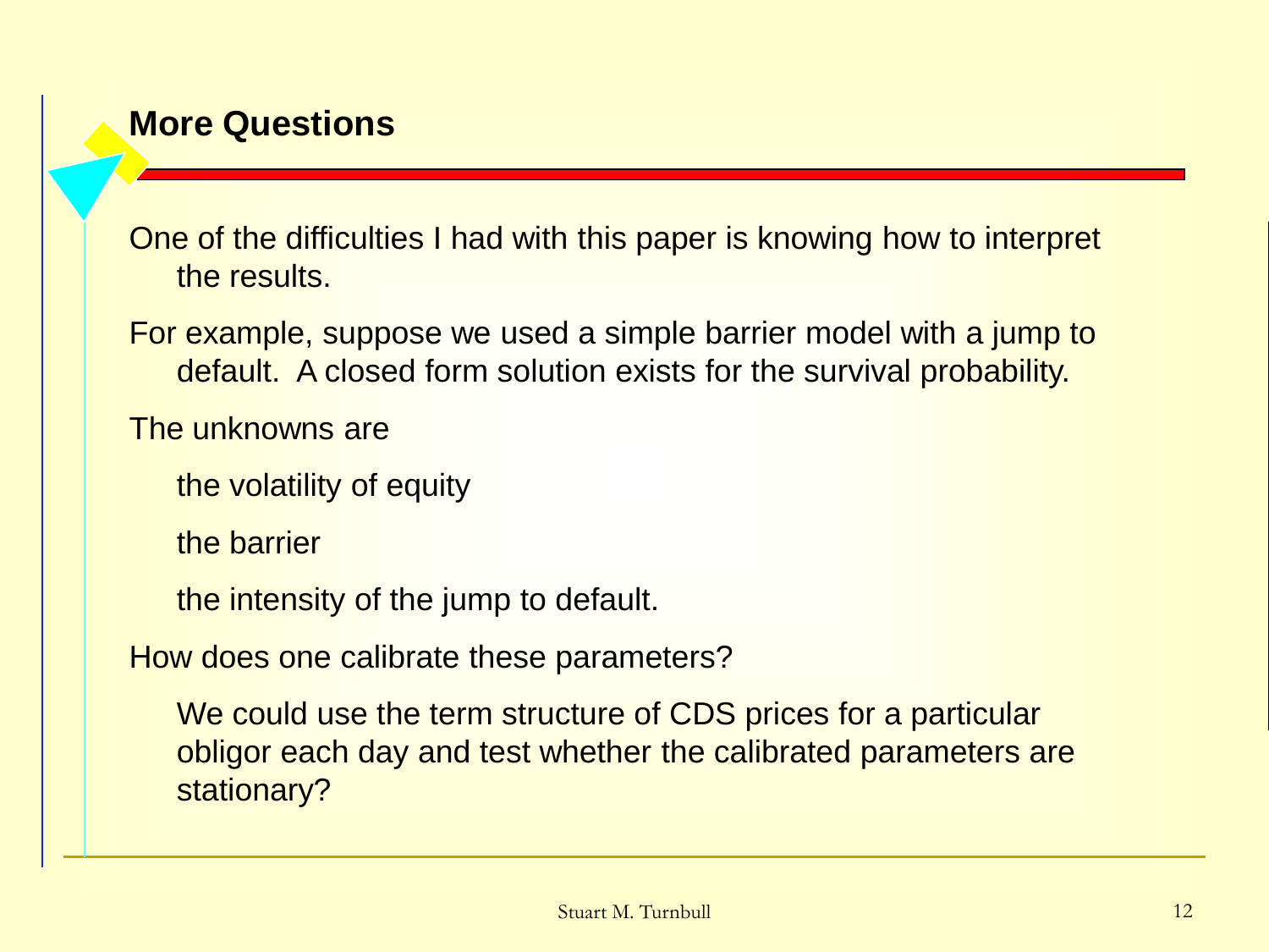## More Questions

One of the difficulties I had with this paper is knowing how to interpret the results.

For example, suppose we used a simple barrier model with a jump to default. A closed form solution exists for the survival probability.

The unknowns are

the volatility of equity

the barrier

the intensity of the jump to default.

How does one calibrate these parameters?

We could use the term structure of CDS prices for a particular obligor each day and test whether the calibrated parameters are stationary?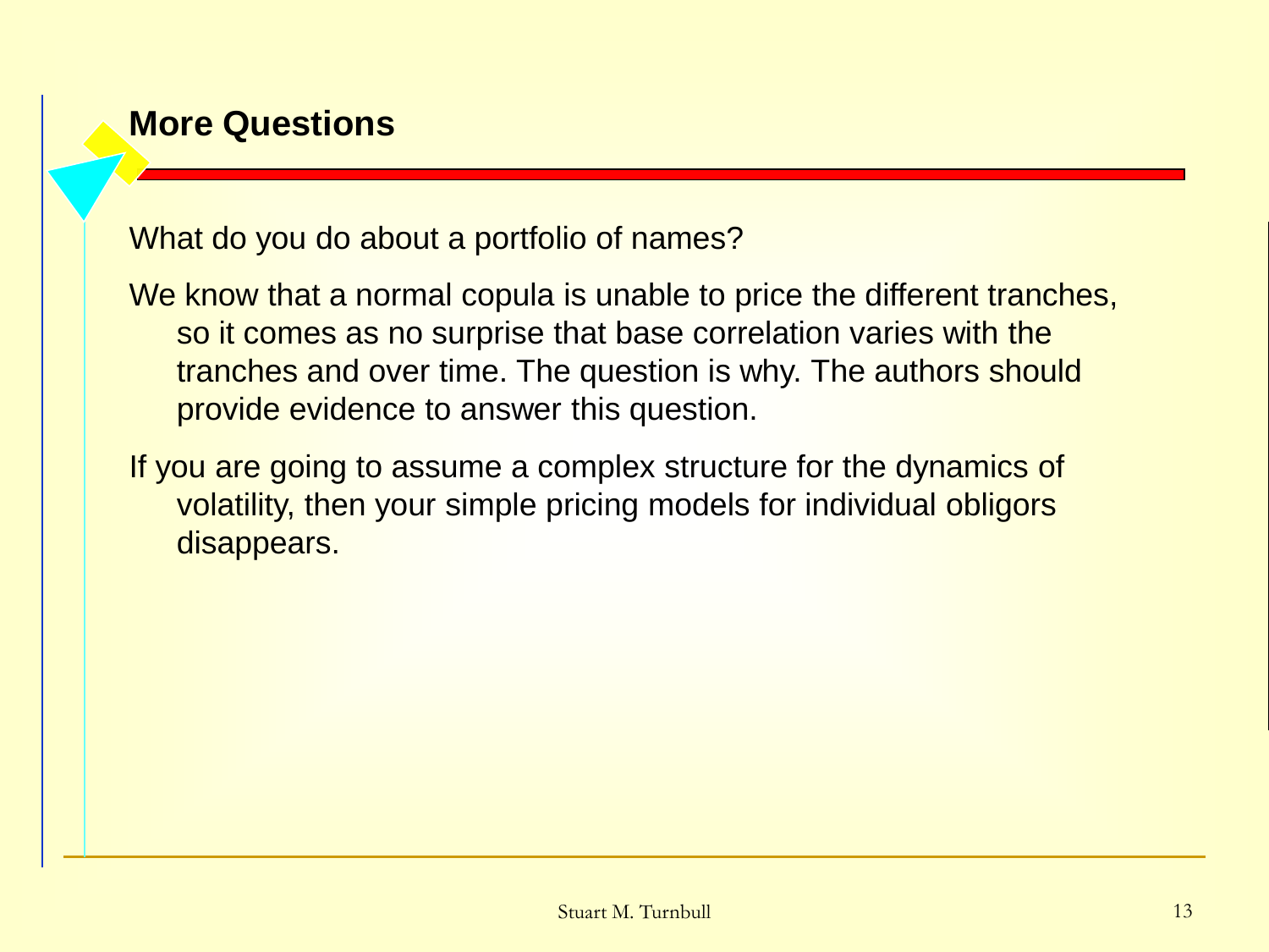## More Questions

What do you do about a portfolio of names?

We know that a normal copula is unable to price the different tranches, so it comes as no surprise that base correlation varies with the tranches and over time. The question is why. The authors should provide evidence to answer this question.

If you are going to assume a complex structure for the dynamics of volatility, then your simple pricing models for individual obligors disappears.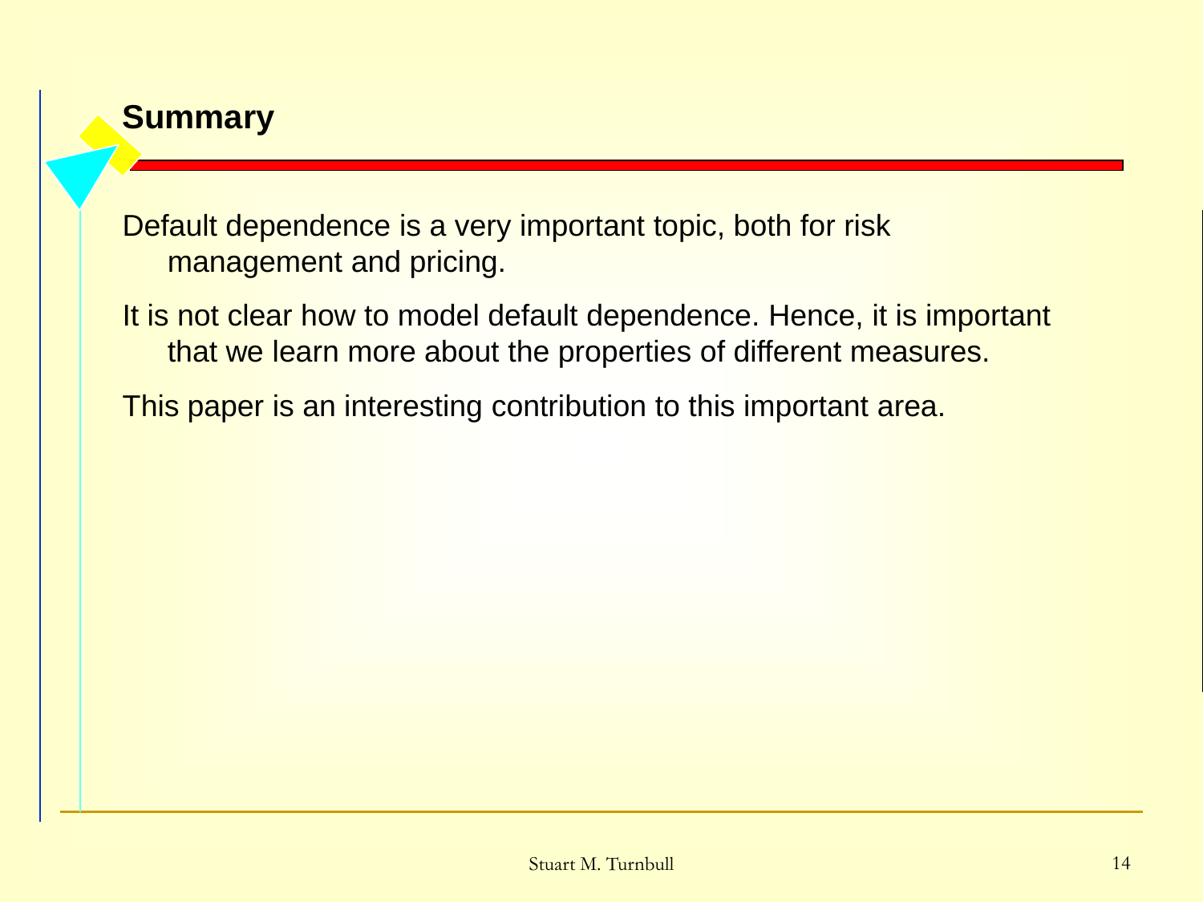## Summary

Default dependence is a very important topic, both for risk management and pricing.

It is not clear how to model default dependence. Hence, it is important that we learn more about the properties of different measures.

This paper is an interesting contribution to this important area.